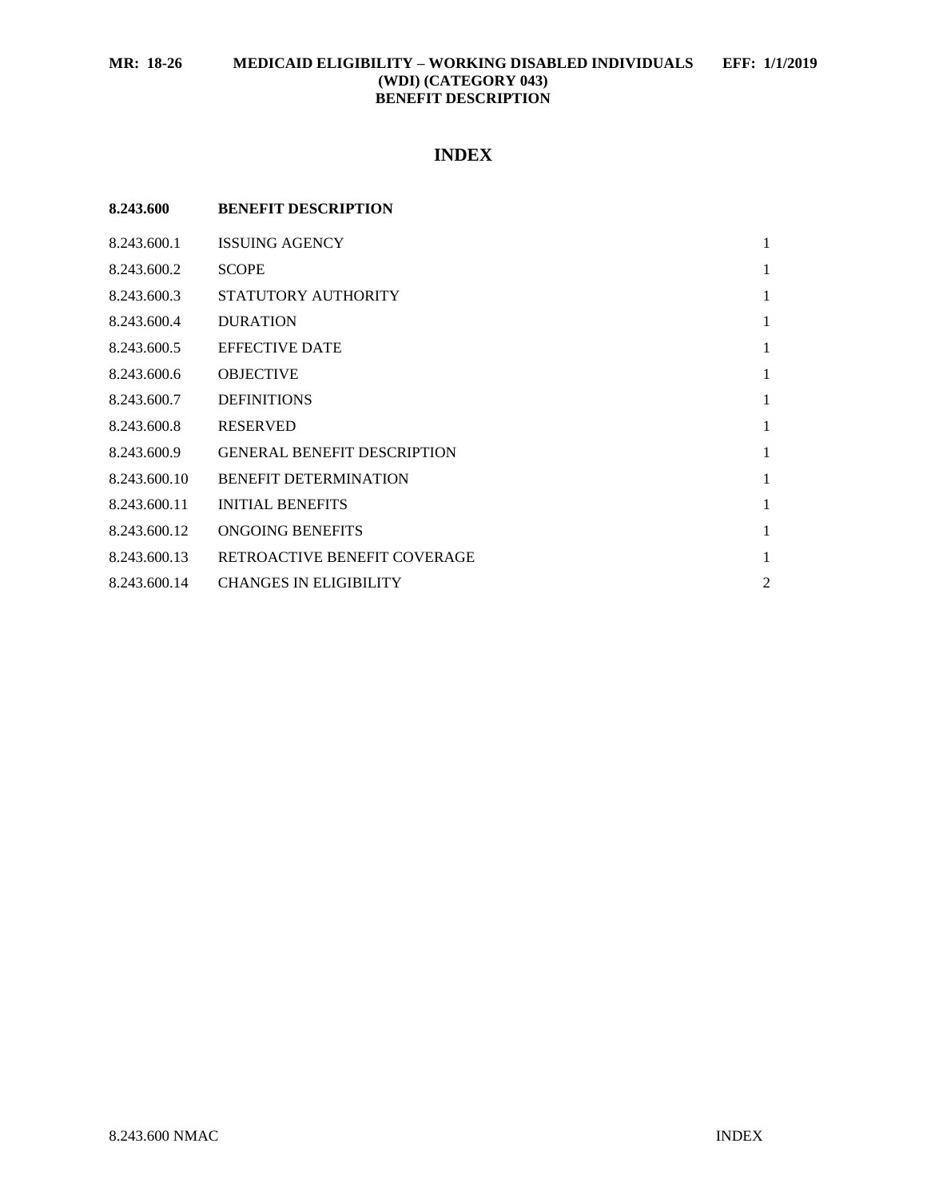**MR: 18-26 MEDICAID ELIGIBILITY – WORKING DISABLED INDIVIDUALS (WDI) (CATEGORY 043) BENEFIT DESCRIPTION EFF: 1/1/2019**

# INDEX

| **8.243.600** | **BENEFIT DESCRIPTION** | |
|---|---|---|
| 8.243.600.1 | ISSUING AGENCY | 1 |
| 8.243.600.2 | SCOPE | 1 |
| 8.243.600.3 | STATUTORY AUTHORITY | 1 |
| 8.243.600.4 | DURATION | 1 |
| 8.243.600.5 | EFFECTIVE DATE | 1 |
| 8.243.600.6 | OBJECTIVE | 1 |
| 8.243.600.7 | DEFINITIONS | 1 |
| 8.243.600.8 | RESERVED | 1 |
| 8.243.600.9 | GENERAL BENEFIT DESCRIPTION | 1 |
| 8.243.600.10 | BENEFIT DETERMINATION | 1 |
| 8.243.600.11 | INITIAL BENEFITS | 1 |
| 8.243.600.12 | ONGOING BENEFITS | 1 |
| 8.243.600.13 | RETROACTIVE BENEFIT COVERAGE | 1 |
| 8.243.600.14 | CHANGES IN ELIGIBILITY | 2 |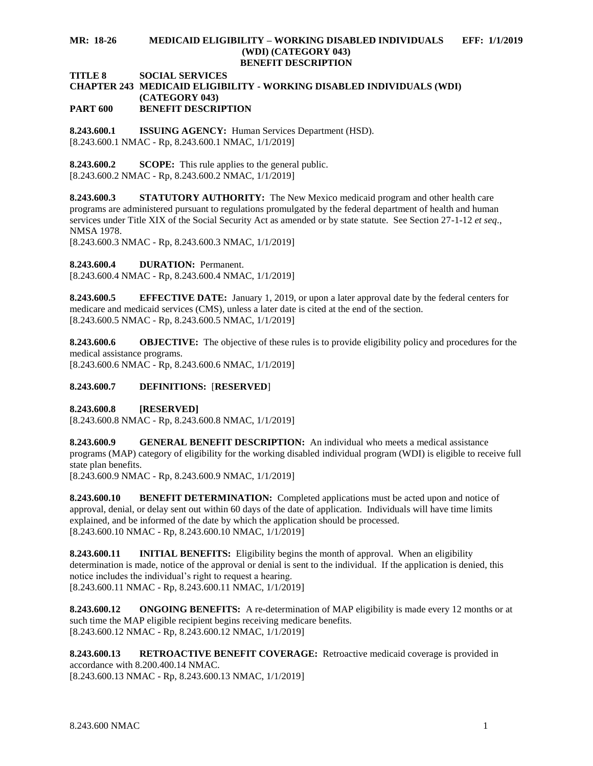**MR: 18-26 MEDICAID ELIGIBILITY – WORKING DISABLED INDIVIDUALS (WDI) (CATEGORY 043) BENEFIT DESCRIPTION EFF: 1/1/2019**

**TITLE 8 SOCIAL SERVICES**
**CHAPTER 243 MEDICAID ELIGIBILITY - WORKING DISABLED INDIVIDUALS (WDI) (CATEGORY 043)**
**PART 600 BENEFIT DESCRIPTION**

**8.243.600.1 ISSUING AGENCY:** Human Services Department (HSD).
[8.243.600.1 NMAC - Rp, 8.243.600.1 NMAC, 1/1/2019]

**8.243.600.2 SCOPE:** This rule applies to the general public.
[8.243.600.2 NMAC - Rp, 8.243.600.2 NMAC, 1/1/2019]

**8.243.600.3 STATUTORY AUTHORITY:** The New Mexico medicaid program and other health care programs are administered pursuant to regulations promulgated by the federal department of health and human services under Title XIX of the Social Security Act as amended or by state statute. See Section 27-1-12 *et seq*., NMSA 1978.
[8.243.600.3 NMAC - Rp, 8.243.600.3 NMAC, 1/1/2019]

**8.243.600.4 DURATION:** Permanent.
[8.243.600.4 NMAC - Rp, 8.243.600.4 NMAC, 1/1/2019]

**8.243.600.5 EFFECTIVE DATE:** January 1, 2019, or upon a later approval date by the federal centers for medicare and medicaid services (CMS), unless a later date is cited at the end of the section.
[8.243.600.5 NMAC - Rp, 8.243.600.5 NMAC, 1/1/2019]

**8.243.600.6 OBJECTIVE:** The objective of these rules is to provide eligibility policy and procedures for the medical assistance programs.
[8.243.600.6 NMAC - Rp, 8.243.600.6 NMAC, 1/1/2019]

**8.243.600.7 DEFINITIONS:** [**RESERVED**]

**8.243.600.8 [RESERVED]**
[8.243.600.8 NMAC - Rp, 8.243.600.8 NMAC, 1/1/2019]

**8.243.600.9 GENERAL BENEFIT DESCRIPTION:** An individual who meets a medical assistance programs (MAP) category of eligibility for the working disabled individual program (WDI) is eligible to receive full state plan benefits.
[8.243.600.9 NMAC - Rp, 8.243.600.9 NMAC, 1/1/2019]

**8.243.600.10 BENEFIT DETERMINATION:** Completed applications must be acted upon and notice of approval, denial, or delay sent out within 60 days of the date of application. Individuals will have time limits explained, and be informed of the date by which the application should be processed.
[8.243.600.10 NMAC - Rp, 8.243.600.10 NMAC, 1/1/2019]

**8.243.600.11 INITIAL BENEFITS:** Eligibility begins the month of approval. When an eligibility determination is made, notice of the approval or denial is sent to the individual. If the application is denied, this notice includes the individual's right to request a hearing.
[8.243.600.11 NMAC - Rp, 8.243.600.11 NMAC, 1/1/2019]

**8.243.600.12 ONGOING BENEFITS:** A re-determination of MAP eligibility is made every 12 months or at such time the MAP eligible recipient begins receiving medicare benefits.
[8.243.600.12 NMAC - Rp, 8.243.600.12 NMAC, 1/1/2019]

**8.243.600.13 RETROACTIVE BENEFIT COVERAGE:** Retroactive medicaid coverage is provided in accordance with 8.200.400.14 NMAC.
[8.243.600.13 NMAC - Rp, 8.243.600.13 NMAC, 1/1/2019]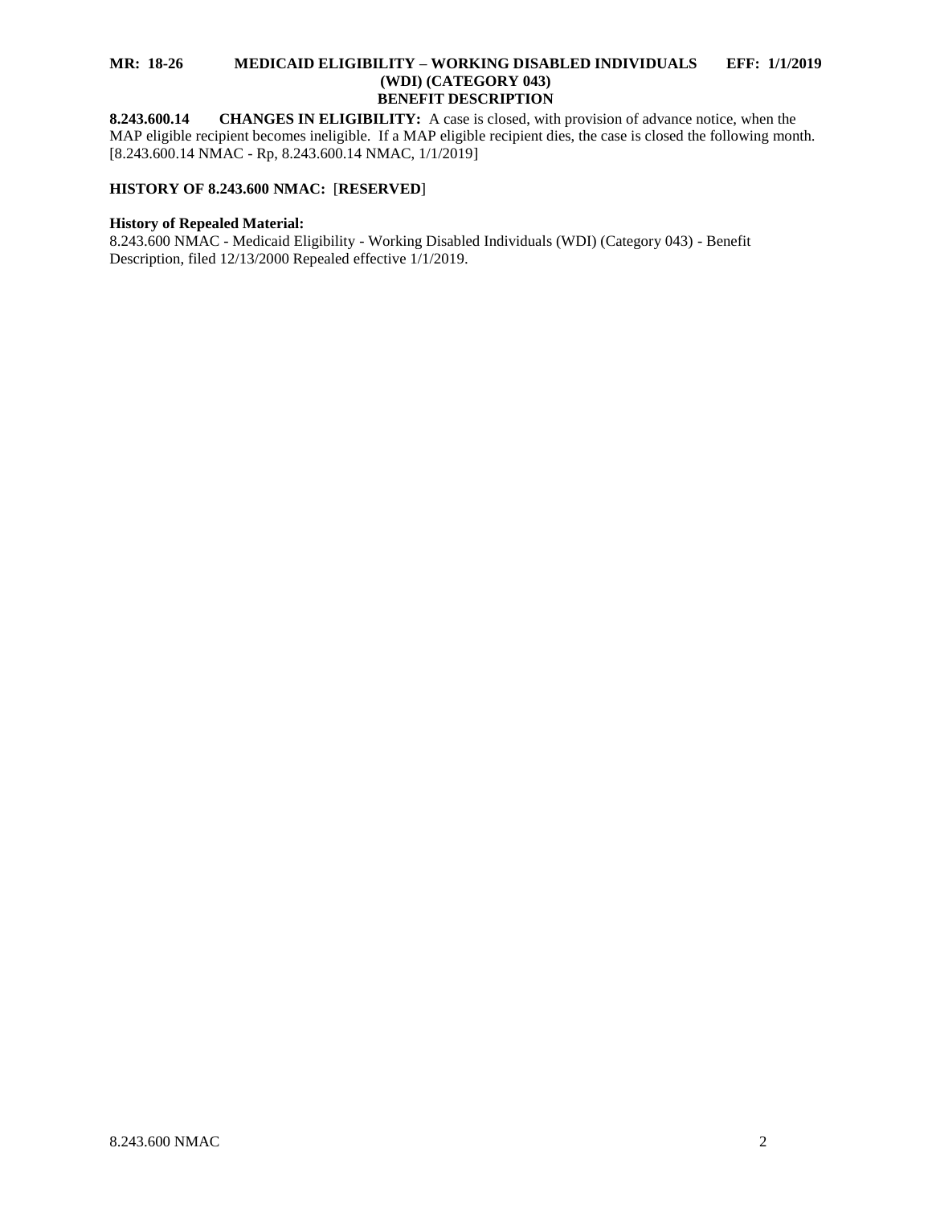**8.243.600.14 CHANGES IN ELIGIBILITY:** A case is closed, with provision of advance notice, when the MAP eligible recipient becomes ineligible. If a MAP eligible recipient dies, the case is closed the following month.
[8.243.600.14 NMAC - Rp, 8.243.600.14 NMAC, 1/1/2019]

**HISTORY OF 8.243.600 NMAC:** [**RESERVED**]

**History of Repealed Material:**
8.243.600 NMAC - Medicaid Eligibility - Working Disabled Individuals (WDI) (Category 043) - Benefit Description, filed 12/13/2000 Repealed effective 1/1/2019.